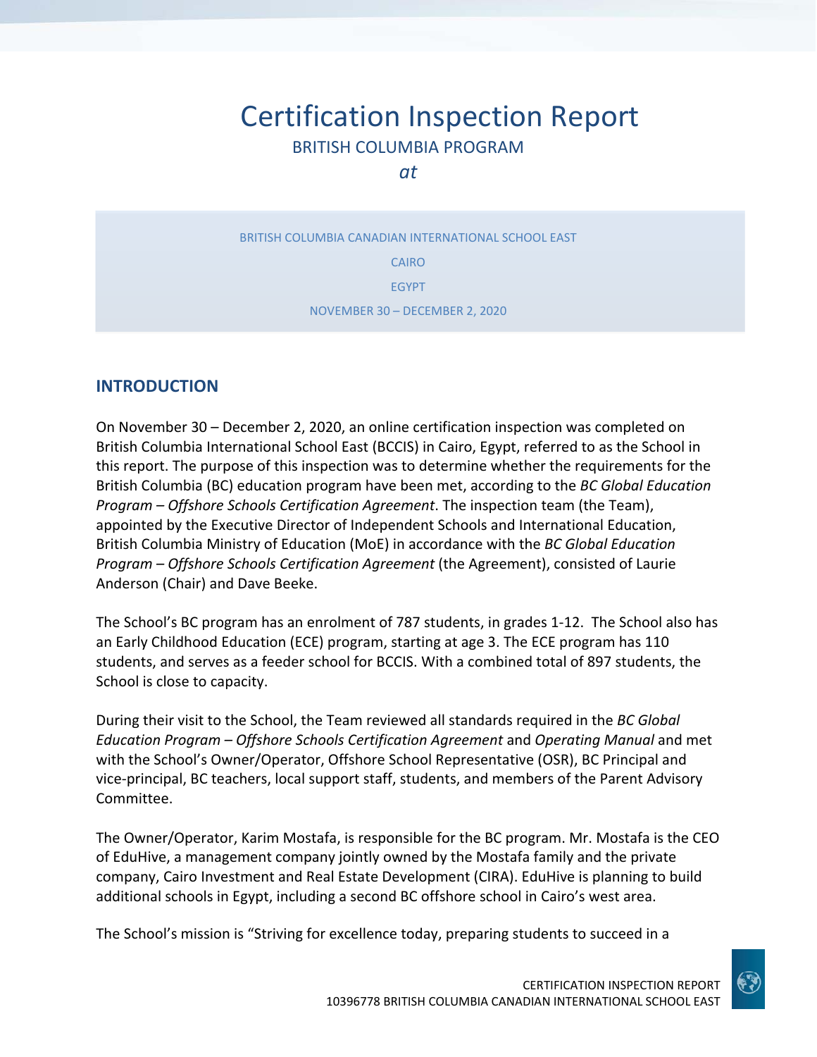# Certification Inspection Report

BRITISH COLUMBIA PROGRAM

*at*

BRITISH COLUMBIA CANADIAN INTERNATIONAL SCHOOL EAST

CAIRO

EGYPT

NOVEMBER 30 – DECEMBER 2, 2020

## INTRODUCTION

On November 30 – December 2, 2020, an online certification inspection was completed on British Columbia International School East (BCCIS) in Cairo, Egypt, referred to as the School in this report. The purpose of this inspection was to determine whether the requirements for the British Columbia (BC) education program have been met, according to the *BC Global Education Program – Offshore Schools Certification Agreement*. The inspection team (the Team), appointed by the Executive Director of Independent Schools and International Education, British Columbia Ministry of Education (MoE) in accordance with the *BC Global Education Program – Offshore Schools Certification Agreement* (the Agreement), consisted of Laurie Anderson (Chair) and Dave Beeke.

The School's BC program has an enrolment of 787 students, in grades 1-12. The School also has an Early Childhood Education (ECE) program, starting at age 3. The ECE program has 110 students, and serves as a feeder school for BCCIS. With a combined total of 897 students, the School is close to capacity.

During their visit to the School, the Team reviewed all standards required in the *BC Global Education Program – Offshore Schools Certification Agreement* and *Operating Manual* and met with the School's Owner/Operator, Offshore School Representative (OSR), BC Principal and vice-principal, BC teachers, local support staff, students, and members of the Parent Advisory Committee.

The Owner/Operator, Karim Mostafa, is responsible for the BC program. Mr. Mostafa is the CEO of EduHive, a management company jointly owned by the Mostafa family and the private company, Cairo Investment and Real Estate Development (CIRA). EduHive is planning to build additional schools in Egypt, including a second BC offshore school in Cairo's west area.

The School's mission is "Striving for excellence today, preparing students to succeed in a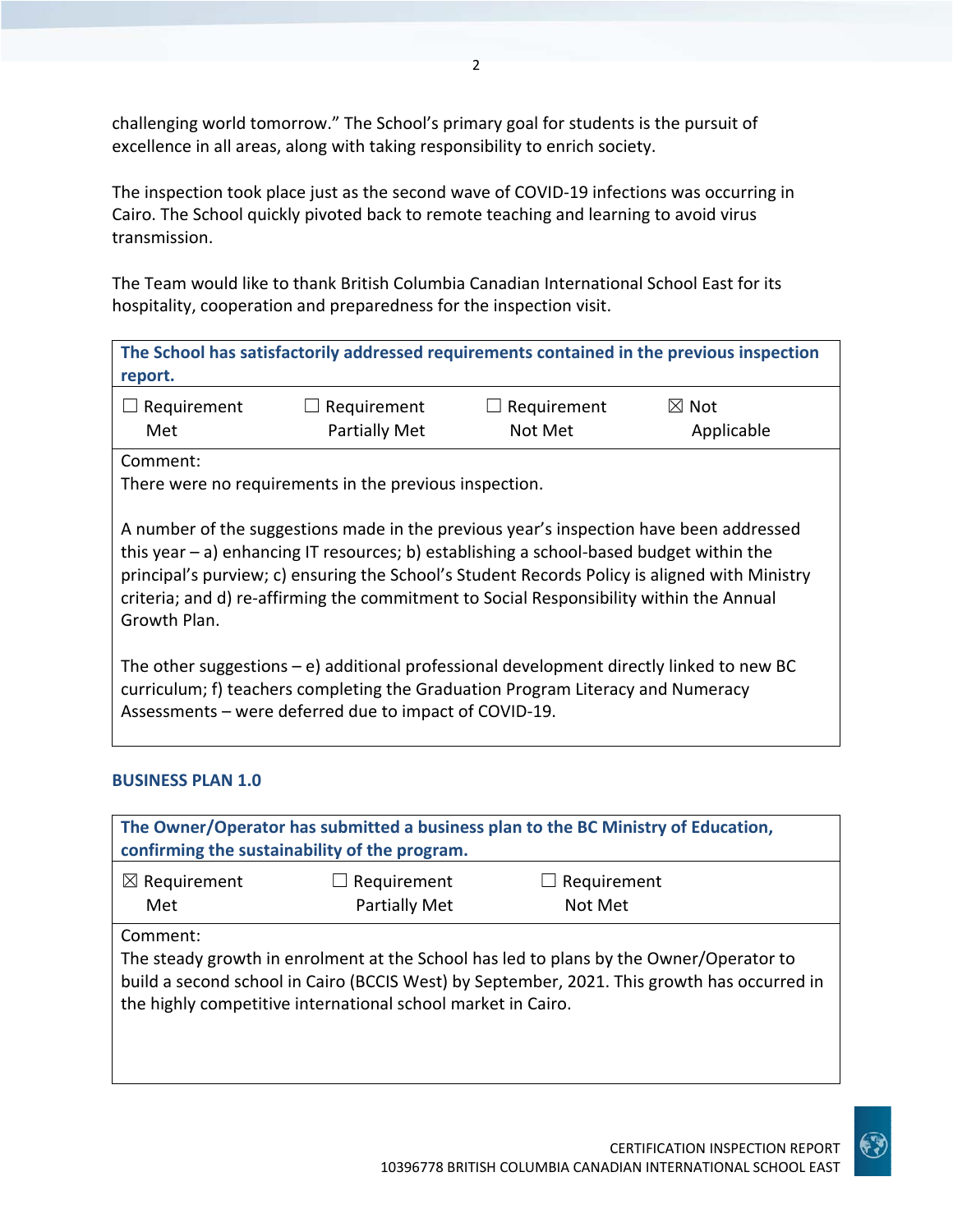challenging world tomorrow." The School's primary goal for students is the pursuit of excellence in all areas, along with taking responsibility to enrich society.

The inspection took place just as the second wave of COVID-19 infections was occurring in Cairo. The School quickly pivoted back to remote teaching and learning to avoid virus transmission.

The Team would like to thank British Columbia Canadian International School East for its hospitality, cooperation and preparedness for the inspection visit.

| **The School has satisfactorily addressed requirements contained in the previous inspection report.** | | | |
|---|---|---|---|
| ☐ Requirement Met | ☐ Requirement Partially Met | ☐ Requirement Not Met | ☒ Not Applicable |
| Comment:<br>There were no requirements in the previous inspection.<br><br>A number of the suggestions made in the previous year's inspection have been addressed this year – a) enhancing IT resources; b) establishing a school-based budget within the principal's purview; c) ensuring the School's Student Records Policy is aligned with Ministry criteria; and d) re-affirming the commitment to Social Responsibility within the Annual Growth Plan.<br><br>The other suggestions – e) additional professional development directly linked to new BC curriculum; f) teachers completing the Graduation Program Literacy and Numeracy Assessments – were deferred due to impact of COVID-19. | | | |

### BUSINESS PLAN 1.0

| **The Owner/Operator has submitted a business plan to the BC Ministry of Education, confirming the sustainability of the program.** | | |
|---|---|---|
| ☒ Requirement Met | ☐ Requirement Partially Met | ☐ Requirement Not Met |
| Comment:<br>The steady growth in enrolment at the School has led to plans by the Owner/Operator to build a second school in Cairo (BCCIS West) by September, 2021. This growth has occurred in the highly competitive international school market in Cairo. | | |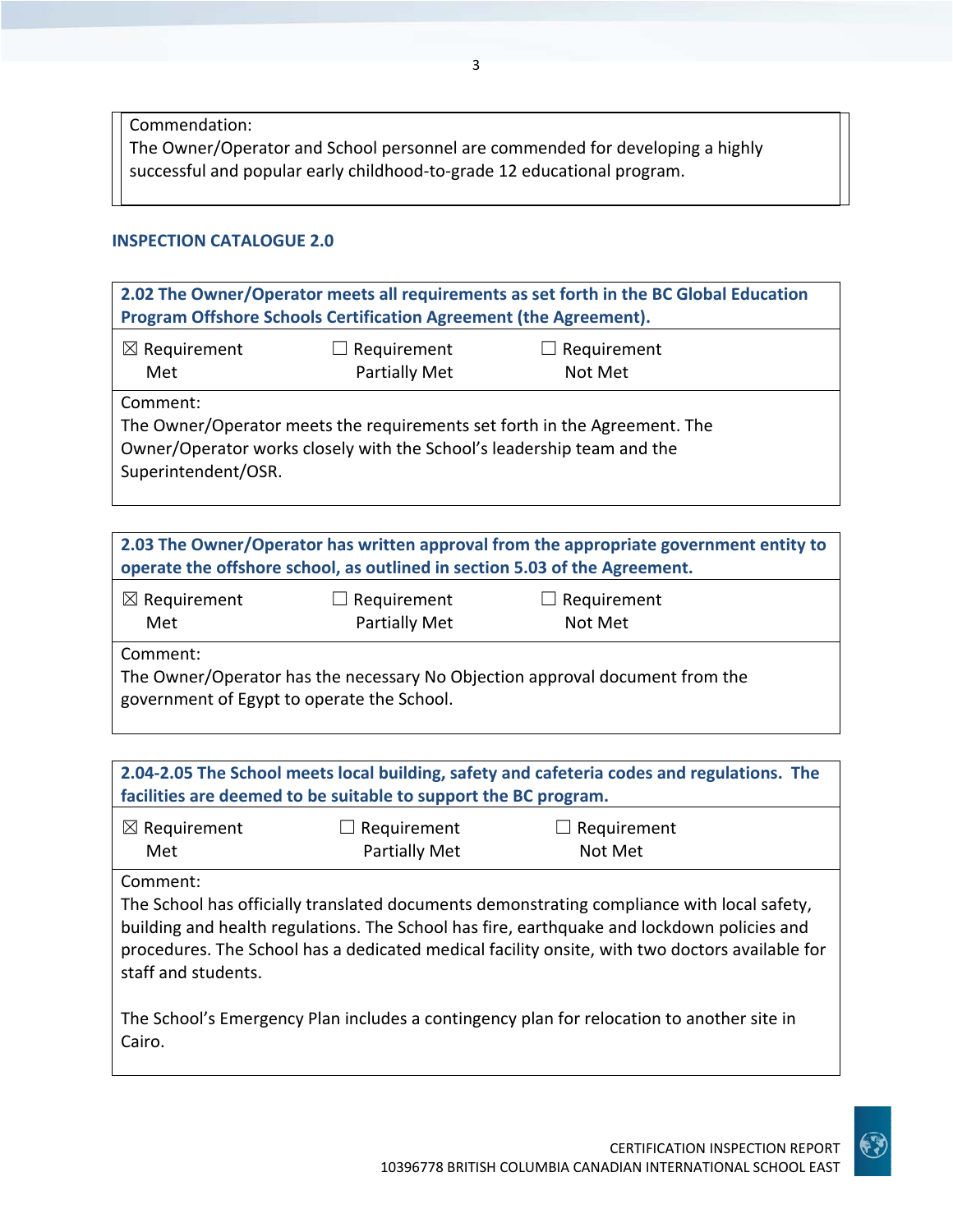Commendation:
The Owner/Operator and School personnel are commended for developing a highly successful and popular early childhood-to-grade 12 educational program.

## INSPECTION CATALOGUE 2.0

| **2.02 The Owner/Operator meets all requirements as set forth in the BC Global Education Program Offshore Schools Certification Agreement (the Agreement).** | | |
|---|---|---|
| ☒ Requirement Met | ☐ Requirement Partially Met | ☐ Requirement Not Met |
| Comment: The Owner/Operator meets the requirements set forth in the Agreement. The Owner/Operator works closely with the School's leadership team and the Superintendent/OSR. | | |

| **2.03 The Owner/Operator has written approval from the appropriate government entity to operate the offshore school, as outlined in section 5.03 of the Agreement.** | | |
|---|---|---|
| ☒ Requirement Met | ☐ Requirement Partially Met | ☐ Requirement Not Met |
| Comment: The Owner/Operator has the necessary No Objection approval document from the government of Egypt to operate the School. | | |

| **2.04-2.05 The School meets local building, safety and cafeteria codes and regulations. The facilities are deemed to be suitable to support the BC program.** | | |
|---|---|---|
| ☒ Requirement Met | ☐ Requirement Partially Met | ☐ Requirement Not Met |
| Comment: The School has officially translated documents demonstrating compliance with local safety, building and health regulations. The School has fire, earthquake and lockdown policies and procedures. The School has a dedicated medical facility onsite, with two doctors available for staff and students. <br><br> The School's Emergency Plan includes a contingency plan for relocation to another site in Cairo. | | |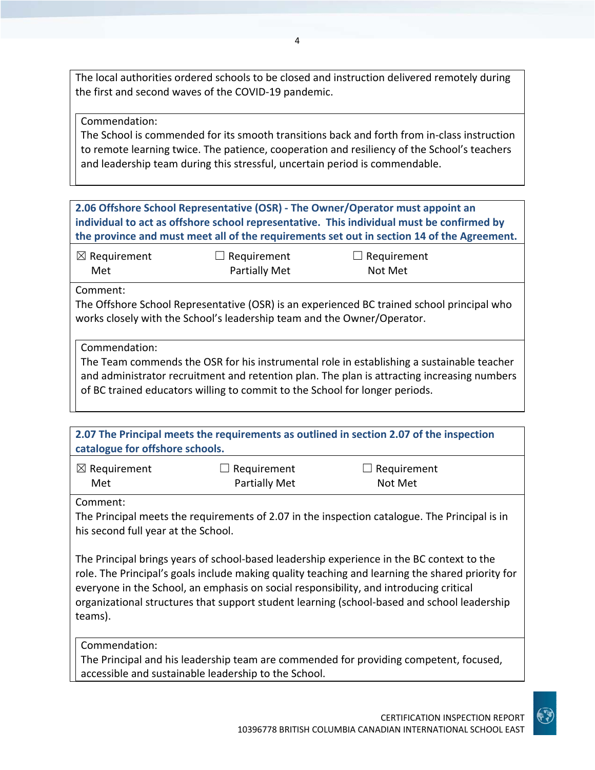The local authorities ordered schools to be closed and instruction delivered remotely during the first and second waves of the COVID-19 pandemic.

Commendation:
The School is commended for its smooth transitions back and forth from in-class instruction to remote learning twice. The patience, cooperation and resiliency of the School's teachers and leadership team during this stressful, uncertain period is commendable.

**2.06 Offshore School Representative (OSR) - The Owner/Operator must appoint an individual to act as offshore school representative. This individual must be confirmed by the province and must meet all of the requirements set out in section 14 of the Agreement.**

| ☒ Requirement Met | ☐ Requirement Partially Met | ☐ Requirement Not Met |
|---|---|---|

Comment:
The Offshore School Representative (OSR) is an experienced BC trained school principal who works closely with the School's leadership team and the Owner/Operator.

Commendation:
The Team commends the OSR for his instrumental role in establishing a sustainable teacher and administrator recruitment and retention plan. The plan is attracting increasing numbers of BC trained educators willing to commit to the School for longer periods.

**2.07 The Principal meets the requirements as outlined in section 2.07 of the inspection catalogue for offshore schools.**

| ☒ Requirement Met | ☐ Requirement Partially Met | ☐ Requirement Not Met |
|---|---|---|

Comment:
The Principal meets the requirements of 2.07 in the inspection catalogue. The Principal is in his second full year at the School.

The Principal brings years of school-based leadership experience in the BC context to the role. The Principal's goals include making quality teaching and learning the shared priority for everyone in the School, an emphasis on social responsibility, and introducing critical organizational structures that support student learning (school-based and school leadership teams).

Commendation:
The Principal and his leadership team are commended for providing competent, focused, accessible and sustainable leadership to the School.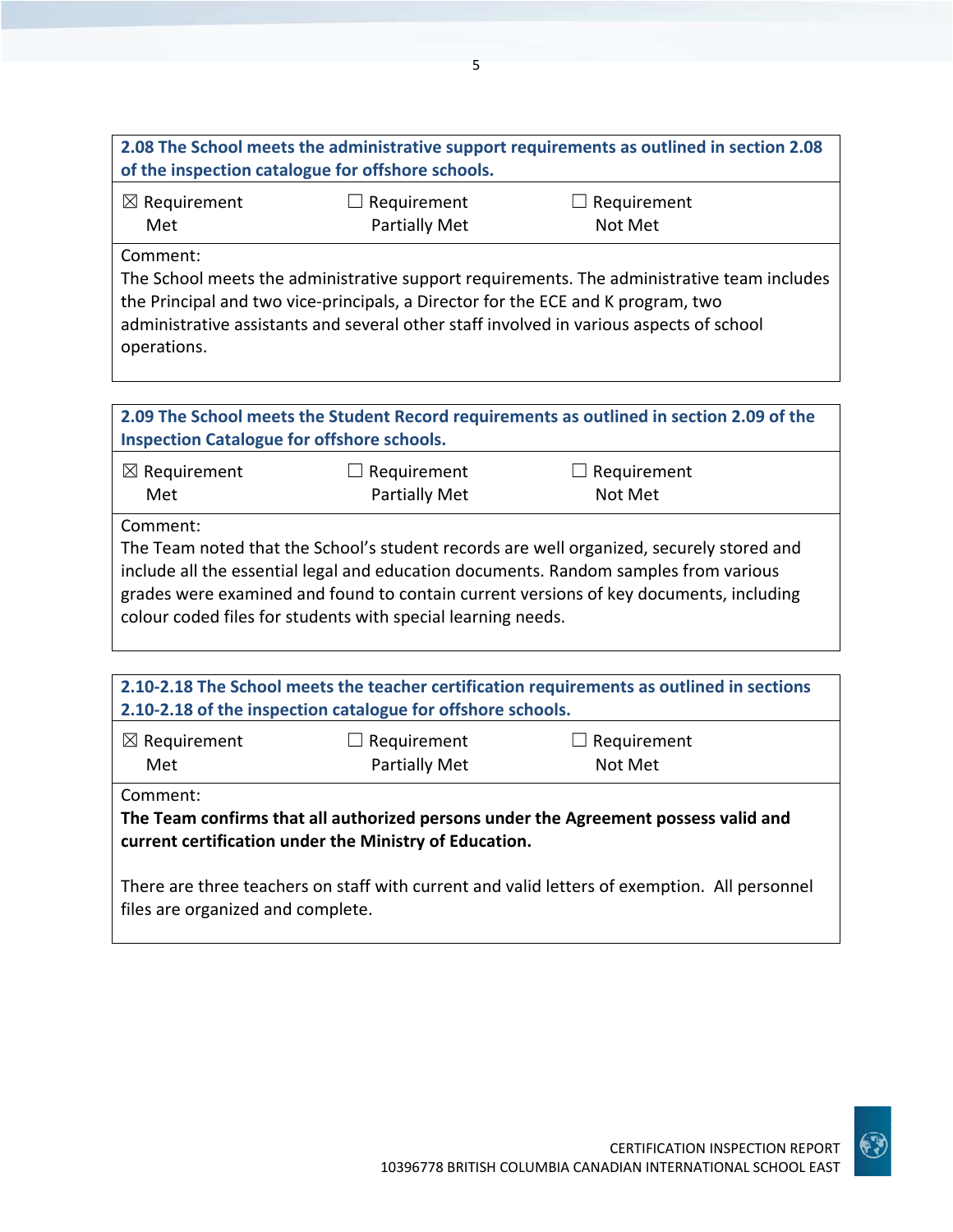| **2.08 The School meets the administrative support requirements as outlined in section 2.08 of the inspection catalogue for offshore schools.** | | |
| --- | --- | --- |
| ☒ Requirement Met | ☐ Requirement Partially Met | ☐ Requirement Not Met |
| Comment:<br>The School meets the administrative support requirements. The administrative team includes the Principal and two vice-principals, a Director for the ECE and K program, two administrative assistants and several other staff involved in various aspects of school operations. | | |

| **2.09 The School meets the Student Record requirements as outlined in section 2.09 of the Inspection Catalogue for offshore schools.** | | |
| --- | --- | --- |
| ☒ Requirement Met | ☐ Requirement Partially Met | ☐ Requirement Not Met |
| Comment:<br>The Team noted that the School's student records are well organized, securely stored and include all the essential legal and education documents. Random samples from various grades were examined and found to contain current versions of key documents, including colour coded files for students with special learning needs. | | |

| **2.10-2.18 The School meets the teacher certification requirements as outlined in sections 2.10-2.18 of the inspection catalogue for offshore schools.** | | |
| --- | --- | --- |
| ☒ Requirement Met | ☐ Requirement Partially Met | ☐ Requirement Not Met |
| Comment:<br>**The Team confirms that all authorized persons under the Agreement possess valid and current certification under the Ministry of Education.**<br><br>There are three teachers on staff with current and valid letters of exemption. All personnel files are organized and complete. | | |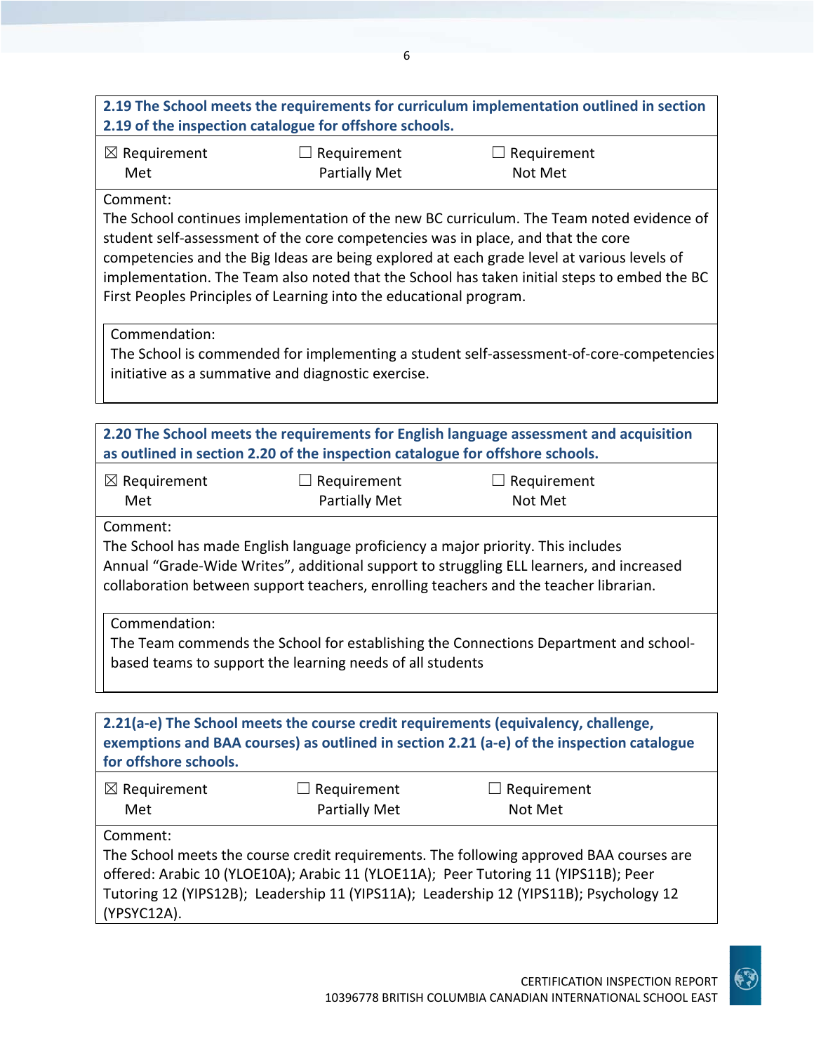**2.19 The School meets the requirements for curriculum implementation outlined in section 2.19 of the inspection catalogue for offshore schools.**

☒ Requirement Met ☐ Requirement Partially Met ☐ Requirement Not Met

Comment:
The School continues implementation of the new BC curriculum. The Team noted evidence of student self-assessment of the core competencies was in place, and that the core competencies and the Big Ideas are being explored at each grade level at various levels of implementation. The Team also noted that the School has taken initial steps to embed the BC First Peoples Principles of Learning into the educational program.

Commendation:
The School is commended for implementing a student self-assessment-of-core-competencies initiative as a summative and diagnostic exercise.

**2.20 The School meets the requirements for English language assessment and acquisition as outlined in section 2.20 of the inspection catalogue for offshore schools.**

☒ Requirement Met ☐ Requirement Partially Met ☐ Requirement Not Met

Comment:
The School has made English language proficiency a major priority. This includes Annual "Grade-Wide Writes", additional support to struggling ELL learners, and increased collaboration between support teachers, enrolling teachers and the teacher librarian.

Commendation:
The Team commends the School for establishing the Connections Department and school-based teams to support the learning needs of all students

**2.21(a-e) The School meets the course credit requirements (equivalency, challenge, exemptions and BAA courses) as outlined in section 2.21 (a-e) of the inspection catalogue for offshore schools.**

☒ Requirement Met ☐ Requirement Partially Met ☐ Requirement Not Met

Comment:
The School meets the course credit requirements. The following approved BAA courses are offered: Arabic 10 (YLOE10A); Arabic 11 (YLOE11A); Peer Tutoring 11 (YIPS11B); Peer Tutoring 12 (YIPS12B); Leadership 11 (YIPS11A); Leadership 12 (YIPS11B); Psychology 12 (YPSYC12A).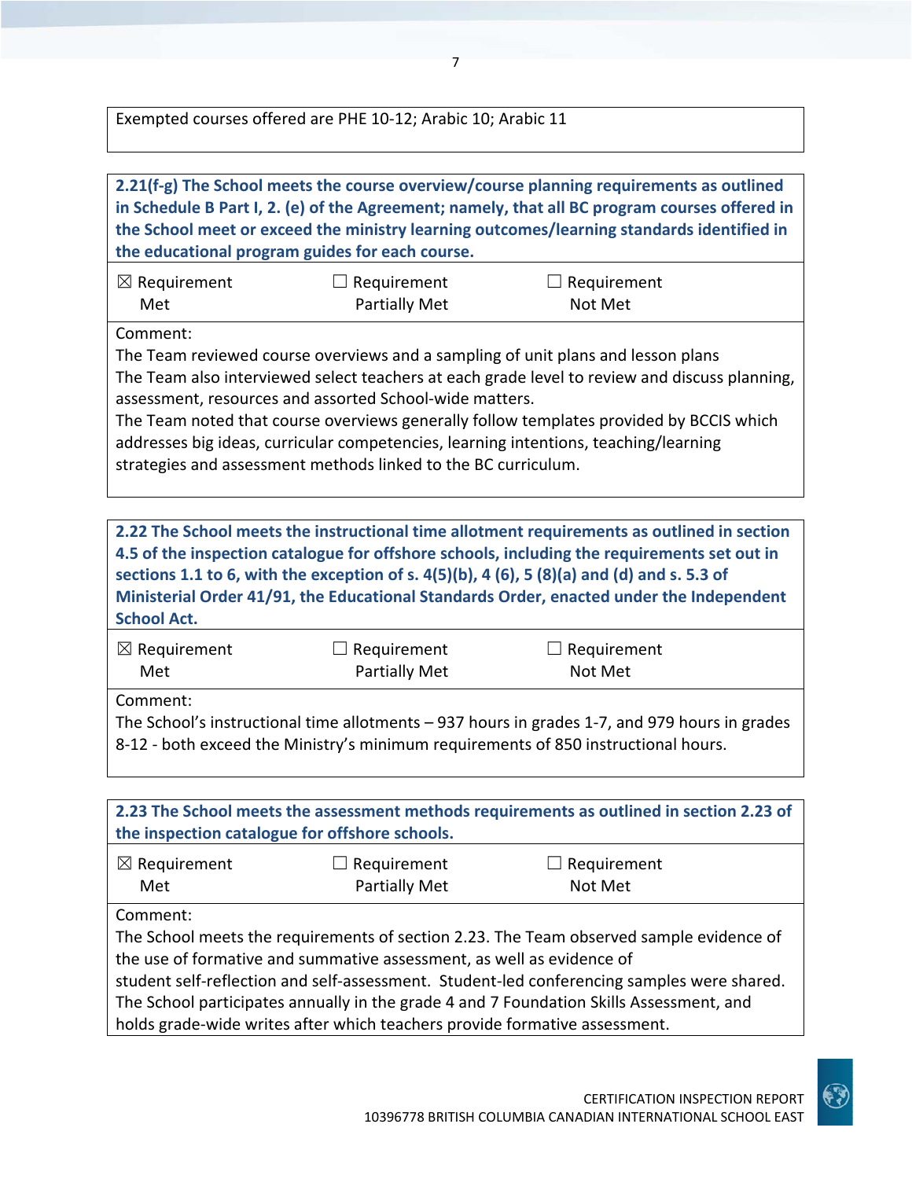Exempted courses offered are PHE 10-12; Arabic 10; Arabic 11

**2.21(f-g) The School meets the course overview/course planning requirements as outlined in Schedule B Part I, 2. (e) of the Agreement; namely, that all BC program courses offered in the School meet or exceed the ministry learning outcomes/learning standards identified in the educational program guides for each course.**

| ☒ Requirement Met | ☐ Requirement Partially Met | ☐ Requirement Not Met |
|---|---|---|

Comment:
The Team reviewed course overviews and a sampling of unit plans and lesson plans
The Team also interviewed select teachers at each grade level to review and discuss planning, assessment, resources and assorted School-wide matters.
The Team noted that course overviews generally follow templates provided by BCCIS which addresses big ideas, curricular competencies, learning intentions, teaching/learning strategies and assessment methods linked to the BC curriculum.

**2.22 The School meets the instructional time allotment requirements as outlined in section 4.5 of the inspection catalogue for offshore schools, including the requirements set out in sections 1.1 to 6, with the exception of s. 4(5)(b), 4 (6), 5 (8)(a) and (d) and s. 5.3 of Ministerial Order 41/91, the Educational Standards Order, enacted under the Independent School Act.**

| ☒ Requirement Met | ☐ Requirement Partially Met | ☐ Requirement Not Met |
|---|---|---|

Comment:
The School's instructional time allotments – 937 hours in grades 1-7, and 979 hours in grades 8-12 - both exceed the Ministry's minimum requirements of 850 instructional hours.

**2.23 The School meets the assessment methods requirements as outlined in section 2.23 of the inspection catalogue for offshore schools.**

| ☒ Requirement Met | ☐ Requirement Partially Met | ☐ Requirement Not Met |
|---|---|---|

Comment:
The School meets the requirements of section 2.23. The Team observed sample evidence of the use of formative and summative assessment, as well as evidence of
student self-reflection and self-assessment. Student-led conferencing samples were shared. The School participates annually in the grade 4 and 7 Foundation Skills Assessment, and holds grade-wide writes after which teachers provide formative assessment.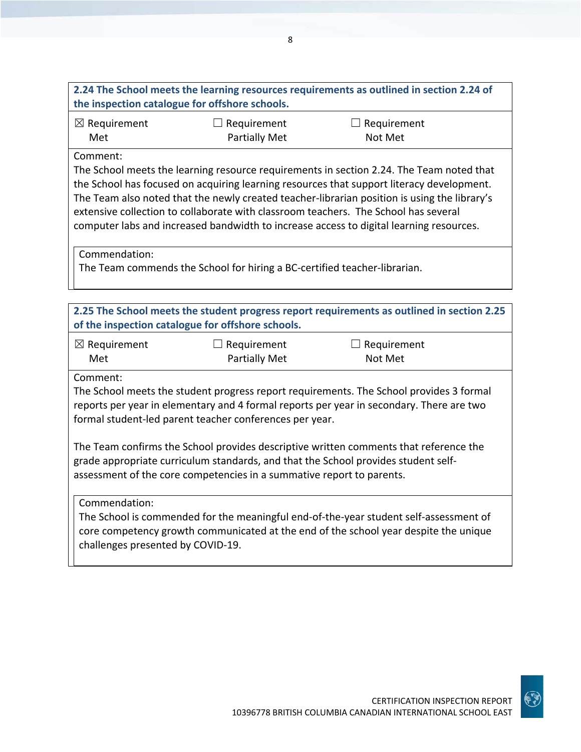**2.24 The School meets the learning resources requirements as outlined in section 2.24 of the inspection catalogue for offshore schools.**

| ☒ Requirement Met | ☐ Requirement Partially Met | ☐ Requirement Not Met |
|---|---|---|

Comment:

The School meets the learning resource requirements in section 2.24. The Team noted that the School has focused on acquiring learning resources that support literacy development. The Team also noted that the newly created teacher-librarian position is using the library's extensive collection to collaborate with classroom teachers. The School has several computer labs and increased bandwidth to increase access to digital learning resources.

Commendation:

The Team commends the School for hiring a BC-certified teacher-librarian.

**2.25 The School meets the student progress report requirements as outlined in section 2.25 of the inspection catalogue for offshore schools.**

| ☒ Requirement Met | ☐ Requirement Partially Met | ☐ Requirement Not Met |
|---|---|---|

Comment:

The School meets the student progress report requirements. The School provides 3 formal reports per year in elementary and 4 formal reports per year in secondary. There are two formal student-led parent teacher conferences per year.

The Team confirms the School provides descriptive written comments that reference the grade appropriate curriculum standards, and that the School provides student self-assessment of the core competencies in a summative report to parents.

Commendation:

The School is commended for the meaningful end-of-the-year student self-assessment of core competency growth communicated at the end of the school year despite the unique challenges presented by COVID-19.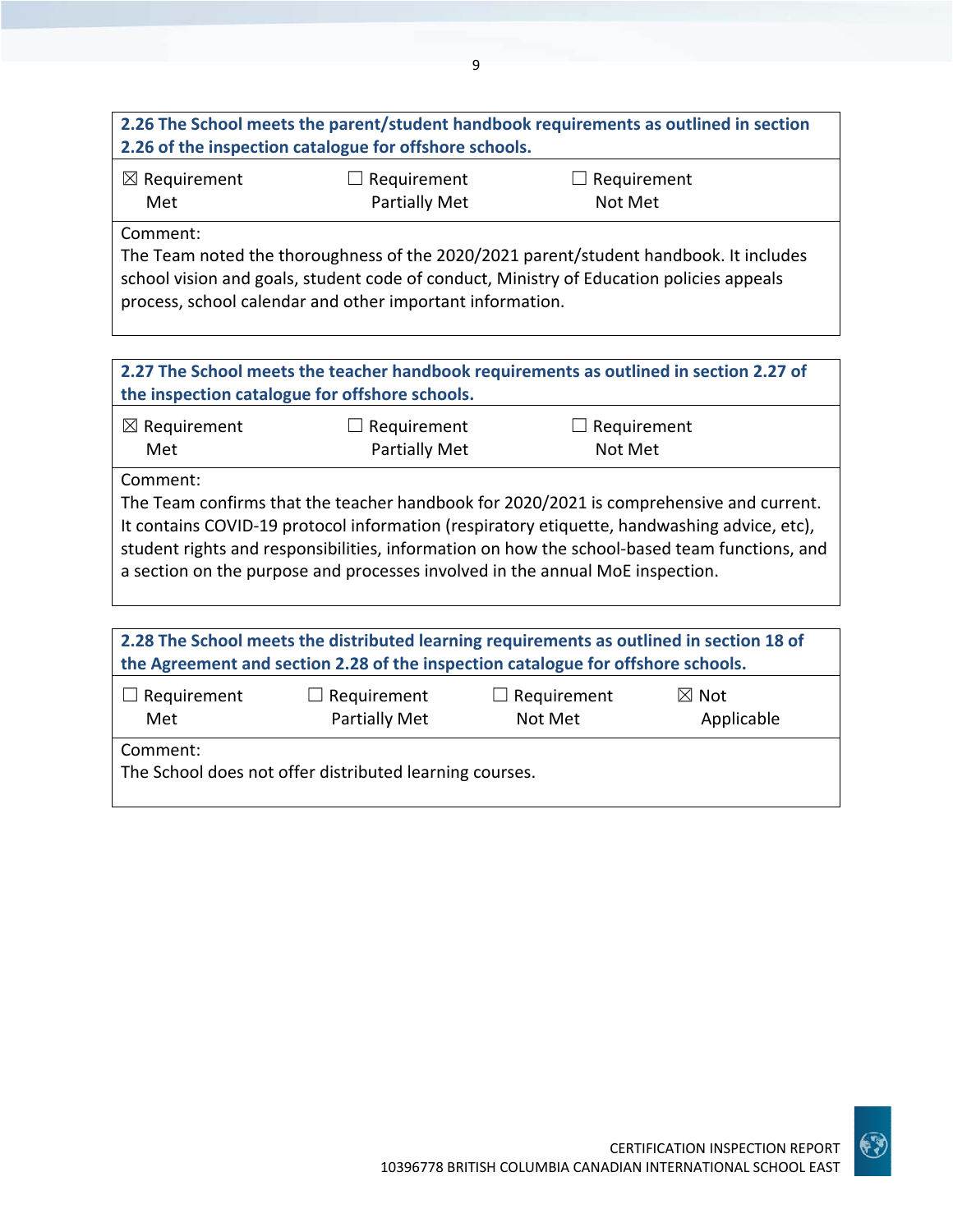**2.26 The School meets the parent/student handbook requirements as outlined in section 2.26 of the inspection catalogue for offshore schools.**

☒ Requirement Met ☐ Requirement Partially Met ☐ Requirement Not Met

Comment:
The Team noted the thoroughness of the 2020/2021 parent/student handbook. It includes school vision and goals, student code of conduct, Ministry of Education policies appeals process, school calendar and other important information.

**2.27 The School meets the teacher handbook requirements as outlined in section 2.27 of the inspection catalogue for offshore schools.**

☒ Requirement Met ☐ Requirement Partially Met ☐ Requirement Not Met

Comment:
The Team confirms that the teacher handbook for 2020/2021 is comprehensive and current. It contains COVID-19 protocol information (respiratory etiquette, handwashing advice, etc), student rights and responsibilities, information on how the school-based team functions, and a section on the purpose and processes involved in the annual MoE inspection.

**2.28 The School meets the distributed learning requirements as outlined in section 18 of the Agreement and section 2.28 of the inspection catalogue for offshore schools.**

☐ Requirement Met ☐ Requirement Partially Met ☐ Requirement Not Met ☒ Not Applicable

Comment:
The School does not offer distributed learning courses.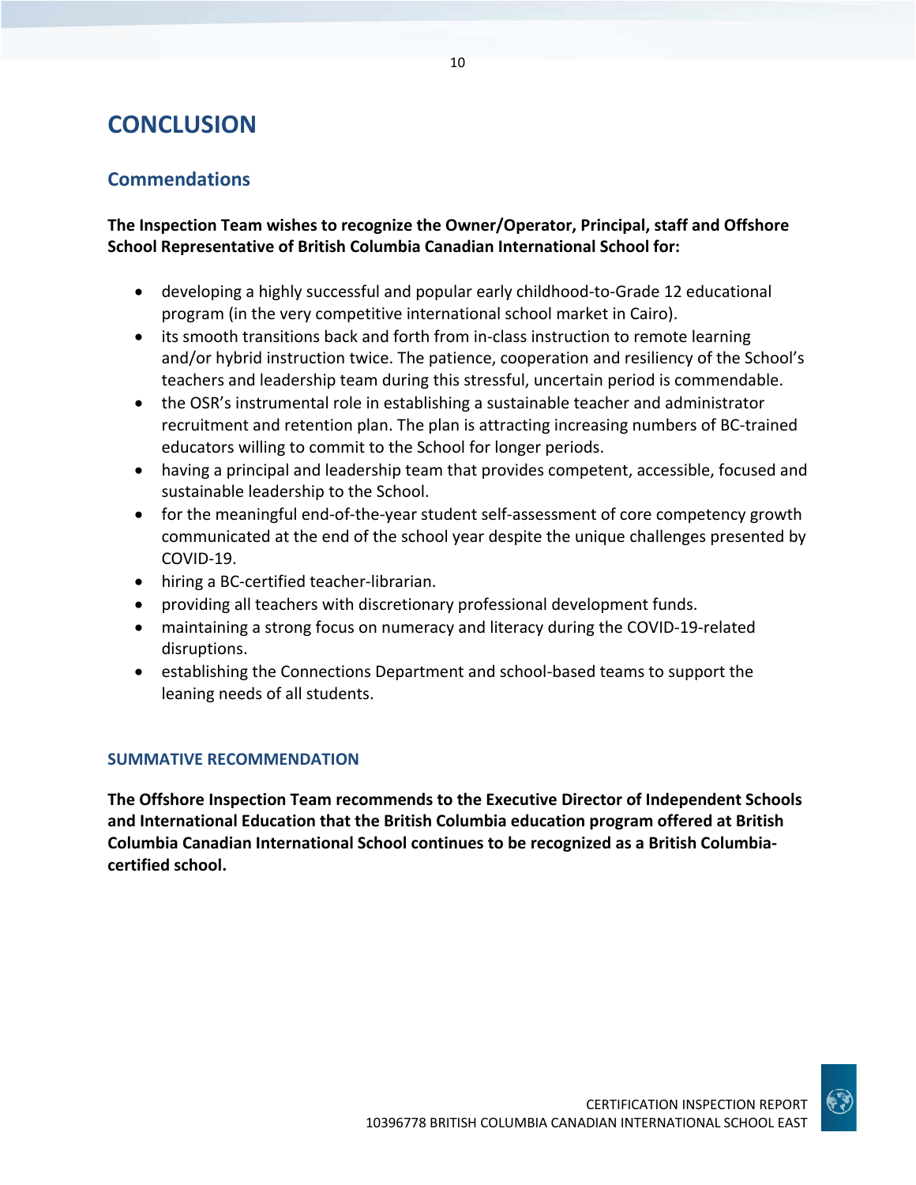# CONCLUSION

## Commendations

**The Inspection Team wishes to recognize the Owner/Operator, Principal, staff and Offshore School Representative of British Columbia Canadian International School for:**

- developing a highly successful and popular early childhood-to-Grade 12 educational program (in the very competitive international school market in Cairo).
- its smooth transitions back and forth from in-class instruction to remote learning and/or hybrid instruction twice. The patience, cooperation and resiliency of the School's teachers and leadership team during this stressful, uncertain period is commendable.
- the OSR's instrumental role in establishing a sustainable teacher and administrator recruitment and retention plan. The plan is attracting increasing numbers of BC-trained educators willing to commit to the School for longer periods.
- having a principal and leadership team that provides competent, accessible, focused and sustainable leadership to the School.
- for the meaningful end-of-the-year student self-assessment of core competency growth communicated at the end of the school year despite the unique challenges presented by COVID-19.
- hiring a BC-certified teacher-librarian.
- providing all teachers with discretionary professional development funds.
- maintaining a strong focus on numeracy and literacy during the COVID-19-related disruptions.
- establishing the Connections Department and school-based teams to support the leaning needs of all students.

### SUMMATIVE RECOMMENDATION

**The Offshore Inspection Team recommends to the Executive Director of Independent Schools and International Education that the British Columbia education program offered at British Columbia Canadian International School continues to be recognized as a British Columbia-certified school.**